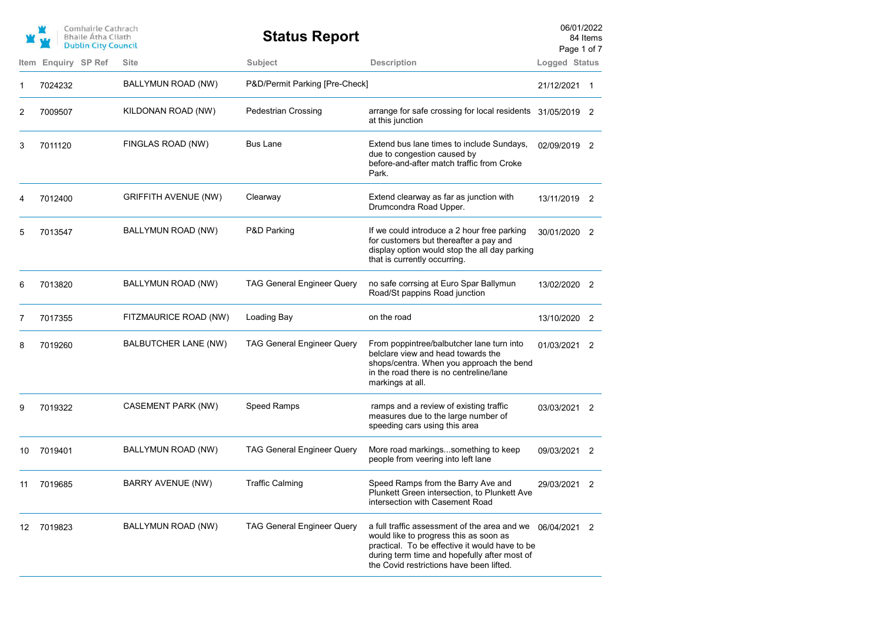Comhairle Cathrach Bhaile Átha Cliath Dublin City Council

# Status Report

06/01/2022
84 Items

| Item | Enquiry | SP Ref | Site | Subject | Description | Logged | Status |
|---|---|---|---|---|---|---|---|
| 1 | 7024232 | | BALLYMUN ROAD (NW) | P&D/Permit Parking [Pre-Check] | | 21/12/2021 | 1 |
| 2 | 7009507 | | KILDONAN ROAD (NW) | Pedestrian Crossing | arrange for safe crossing for local residents at this junction | 31/05/2019 | 2 |
| 3 | 7011120 | | FINGLAS ROAD (NW) | Bus Lane | Extend bus lane times to include Sundays, due to congestion caused by before-and-after match traffic from Croke Park. | 02/09/2019 | 2 |
| 4 | 7012400 | | GRIFFITH AVENUE (NW) | Clearway | Extend clearway as far as junction with Drumcondra Road Upper. | 13/11/2019 | 2 |
| 5 | 7013547 | | BALLYMUN ROAD (NW) | P&D Parking | If we could introduce a 2 hour free parking for customers but thereafter a pay and display option would stop the all day parking that is currently occurring. | 30/01/2020 | 2 |
| 6 | 7013820 | | BALLYMUN ROAD (NW) | TAG General Engineer Query | no safe corrsing at Euro Spar Ballymun Road/St pappins Road junction | 13/02/2020 | 2 |
| 7 | 7017355 | | FITZMAURICE ROAD (NW) | Loading Bay | on the road | 13/10/2020 | 2 |
| 8 | 7019260 | | BALBUTCHER LANE (NW) | TAG General Engineer Query | From poppintree/balbutcher lane turn into belclare view and head towards the shops/centra. When you approach the bend in the road there is no centreline/lane markings at all. | 01/03/2021 | 2 |
| 9 | 7019322 | | CASEMENT PARK (NW) | Speed Ramps | ramps and a review of existing traffic measures due to the large number of speeding cars using this area | 03/03/2021 | 2 |
| 10 | 7019401 | | BALLYMUN ROAD (NW) | TAG General Engineer Query | More road markings...something to keep people from veering into left lane | 09/03/2021 | 2 |
| 11 | 7019685 | | BARRY AVENUE (NW) | Traffic Calming | Speed Ramps from the Barry Ave and Plunkett Green intersection, to Plunkett Ave intersection with Casement Road | 29/03/2021 | 2 |
| 12 | 7019823 | | BALLYMUN ROAD (NW) | TAG General Engineer Query | a full traffic assessment of the area and we would like to progress this as soon as practical. To be effective it would have to be during term time and hopefully after most of the Covid restrictions have been lifted. | 06/04/2021 | 2 |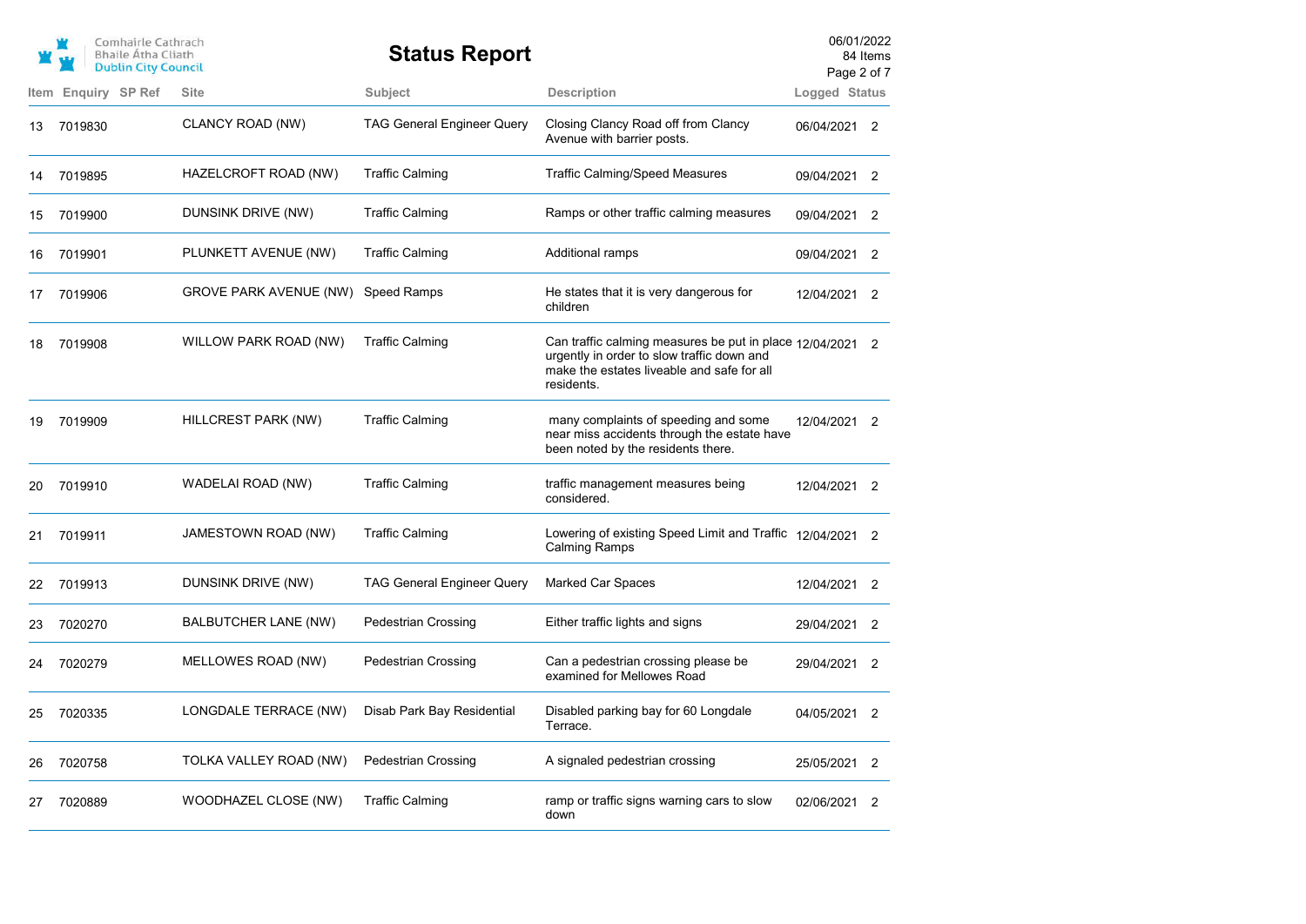# Status Report

06/01/2022
84 Items

| Item | Enquiry | SP Ref | Site | Subject | Description | Logged | Status |
|---|---|---|---|---|---|---|---|
| 13 | 7019830 | | CLANCY ROAD (NW) | TAG General Engineer Query | Closing Clancy Road off from Clancy Avenue with barrier posts. | 06/04/2021 | 2 |
| 14 | 7019895 | | HAZELCROFT ROAD (NW) | Traffic Calming | Traffic Calming/Speed Measures | 09/04/2021 | 2 |
| 15 | 7019900 | | DUNSINK DRIVE (NW) | Traffic Calming | Ramps or other traffic calming measures | 09/04/2021 | 2 |
| 16 | 7019901 | | PLUNKETT AVENUE (NW) | Traffic Calming | Additional ramps | 09/04/2021 | 2 |
| 17 | 7019906 | | GROVE PARK AVENUE (NW) | Speed Ramps | He states that it is very dangerous for children | 12/04/2021 | 2 |
| 18 | 7019908 | | WILLOW PARK ROAD (NW) | Traffic Calming | Can traffic calming measures be put in place urgently in order to slow traffic down and make the estates liveable and safe for all residents. | 12/04/2021 | 2 |
| 19 | 7019909 | | HILLCREST PARK (NW) | Traffic Calming | many complaints of speeding and some near miss accidents through the estate have been noted by the residents there. | 12/04/2021 | 2 |
| 20 | 7019910 | | WADELAI ROAD (NW) | Traffic Calming | traffic management measures being considered. | 12/04/2021 | 2 |
| 21 | 7019911 | | JAMESTOWN ROAD (NW) | Traffic Calming | Lowering of existing Speed Limit and Traffic Calming Ramps | 12/04/2021 | 2 |
| 22 | 7019913 | | DUNSINK DRIVE (NW) | TAG General Engineer Query | Marked Car Spaces | 12/04/2021 | 2 |
| 23 | 7020270 | | BALBUTCHER LANE (NW) | Pedestrian Crossing | Either traffic lights and signs | 29/04/2021 | 2 |
| 24 | 7020279 | | MELLOWES ROAD (NW) | Pedestrian Crossing | Can a pedestrian crossing please be examined for Mellowes Road | 29/04/2021 | 2 |
| 25 | 7020335 | | LONGDALE TERRACE (NW) | Disab Park Bay Residential | Disabled parking bay for 60 Longdale Terrace. | 04/05/2021 | 2 |
| 26 | 7020758 | | TOLKA VALLEY ROAD (NW) | Pedestrian Crossing | A signaled pedestrian crossing | 25/05/2021 | 2 |
| 27 | 7020889 | | WOODHAZEL CLOSE (NW) | Traffic Calming | ramp or traffic signs warning cars to slow down | 02/06/2021 | 2 |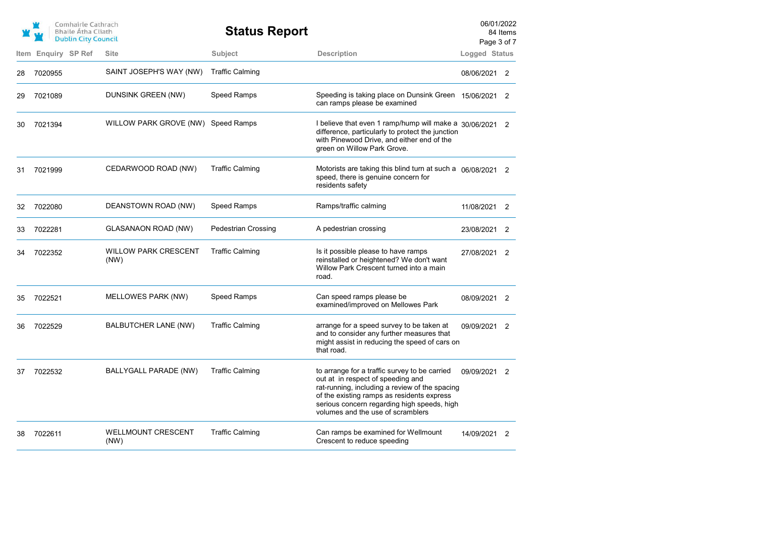# Status Report

| Item | Enquiry | SP Ref | Site | Subject | Description | Logged | Status |
|---|---|---|---|---|---|---|---|
| 28 | 7020955 | | SAINT JOSEPH'S WAY (NW) | Traffic Calming | | 08/06/2021 | 2 |
| 29 | 7021089 | | DUNSINK GREEN (NW) | Speed Ramps | Speeding is taking place on Dunsink Green can ramps please be examined | 15/06/2021 | 2 |
| 30 | 7021394 | | WILLOW PARK GROVE (NW) | Speed Ramps | I believe that even 1 ramp/hump will make a difference, particularly to protect the junction with Pinewood Drive, and either end of the green on Willow Park Grove. | 30/06/2021 | 2 |
| 31 | 7021999 | | CEDARWOOD ROAD (NW) | Traffic Calming | Motorists are taking this blind turn at such a speed, there is genuine concern for residents safety | 06/08/2021 | 2 |
| 32 | 7022080 | | DEANSTOWN ROAD (NW) | Speed Ramps | Ramps/traffic calming | 11/08/2021 | 2 |
| 33 | 7022281 | | GLASANAON ROAD (NW) | Pedestrian Crossing | A pedestrian crossing | 23/08/2021 | 2 |
| 34 | 7022352 | | WILLOW PARK CRESCENT (NW) | Traffic Calming | Is it possible please to have ramps reinstalled or heightened? We don't want Willow Park Crescent turned into a main road. | 27/08/2021 | 2 |
| 35 | 7022521 | | MELLOWES PARK (NW) | Speed Ramps | Can speed ramps please be examined/improved on Mellowes Park | 08/09/2021 | 2 |
| 36 | 7022529 | | BALBUTCHER LANE (NW) | Traffic Calming | arrange for a speed survey to be taken at and to consider any further measures that might assist in reducing the speed of cars on that road. | 09/09/2021 | 2 |
| 37 | 7022532 | | BALLYGALL PARADE (NW) | Traffic Calming | to arrange for a traffic survey to be carried out at in respect of speeding and rat-running, including a review of the spacing of the existing ramps as residents express serious concern regarding high speeds, high volumes and the use of scramblers | 09/09/2021 | 2 |
| 38 | 7022611 | | WELLMOUNT CRESCENT (NW) | Traffic Calming | Can ramps be examined for Wellmount Crescent to reduce speeding | 14/09/2021 | 2 |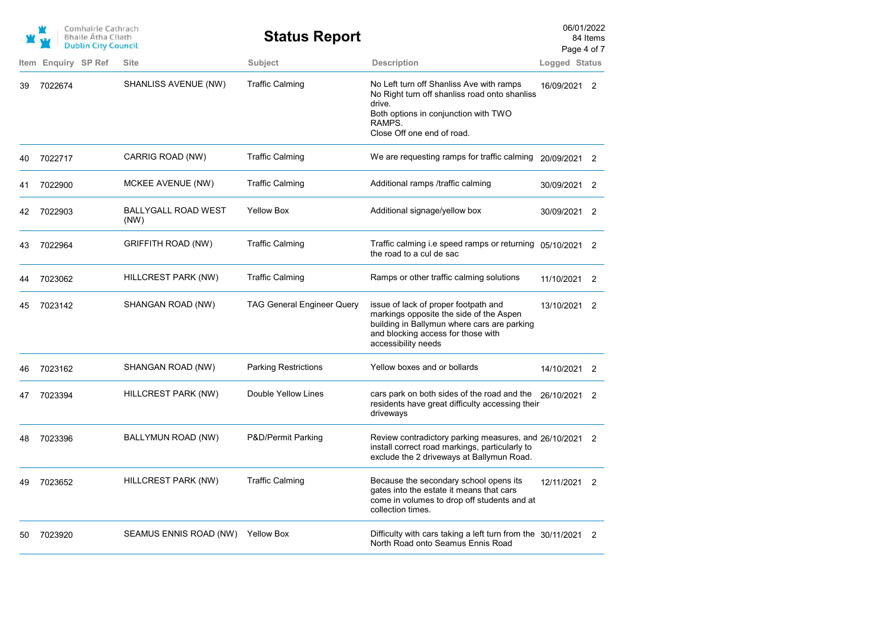# Status Report

Comhairle Cathrach Bhaile Átha Cliath
Dublin City Council

06/01/2022
84 Items

| Item | Enquiry | SP Ref | Site | Subject | Description | Logged | Status |
|---|---|---|---|---|---|---|---|
| 39 | 7022674 | | SHANLISS AVENUE (NW) | Traffic Calming | No Left turn off Shanliss Ave with ramps No Right turn off shanliss road onto shanliss drive. Both options in conjunction with TWO RAMPS. Close Off one end of road. | 16/09/2021 | 2 |
| 40 | 7022717 | | CARRIG ROAD (NW) | Traffic Calming | We are requesting ramps for traffic calming | 20/09/2021 | 2 |
| 41 | 7022900 | | MCKEE AVENUE (NW) | Traffic Calming | Additional ramps /traffic calming | 30/09/2021 | 2 |
| 42 | 7022903 | | BALLYGALL ROAD WEST (NW) | Yellow Box | Additional signage/yellow box | 30/09/2021 | 2 |
| 43 | 7022964 | | GRIFFITH ROAD (NW) | Traffic Calming | Traffic calming i.e speed ramps or returning the road to a cul de sac | 05/10/2021 | 2 |
| 44 | 7023062 | | HILLCREST PARK (NW) | Traffic Calming | Ramps or other traffic calming solutions | 11/10/2021 | 2 |
| 45 | 7023142 | | SHANGAN ROAD (NW) | TAG General Engineer Query | issue of lack of proper footpath and markings opposite the side of the Aspen building in Ballymun where cars are parking and blocking access for those with accessibility needs | 13/10/2021 | 2 |
| 46 | 7023162 | | SHANGAN ROAD (NW) | Parking Restrictions | Yellow boxes and or bollards | 14/10/2021 | 2 |
| 47 | 7023394 | | HILLCREST PARK (NW) | Double Yellow Lines | cars park on both sides of the road and the residents have great difficulty accessing their driveways | 26/10/2021 | 2 |
| 48 | 7023396 | | BALLYMUN ROAD (NW) | P&D/Permit Parking | Review contradictory parking measures, and install correct road markings, particularly to exclude the 2 driveways at Ballymun Road. | 26/10/2021 | 2 |
| 49 | 7023652 | | HILLCREST PARK (NW) | Traffic Calming | Because the secondary school opens its gates into the estate it means that cars come in volumes to drop off students and at collection times. | 12/11/2021 | 2 |
| 50 | 7023920 | | SEAMUS ENNIS ROAD (NW) | Yellow Box | Difficulty with cars taking a left turn from the North Road onto Seamus Ennis Road | 30/11/2021 | 2 |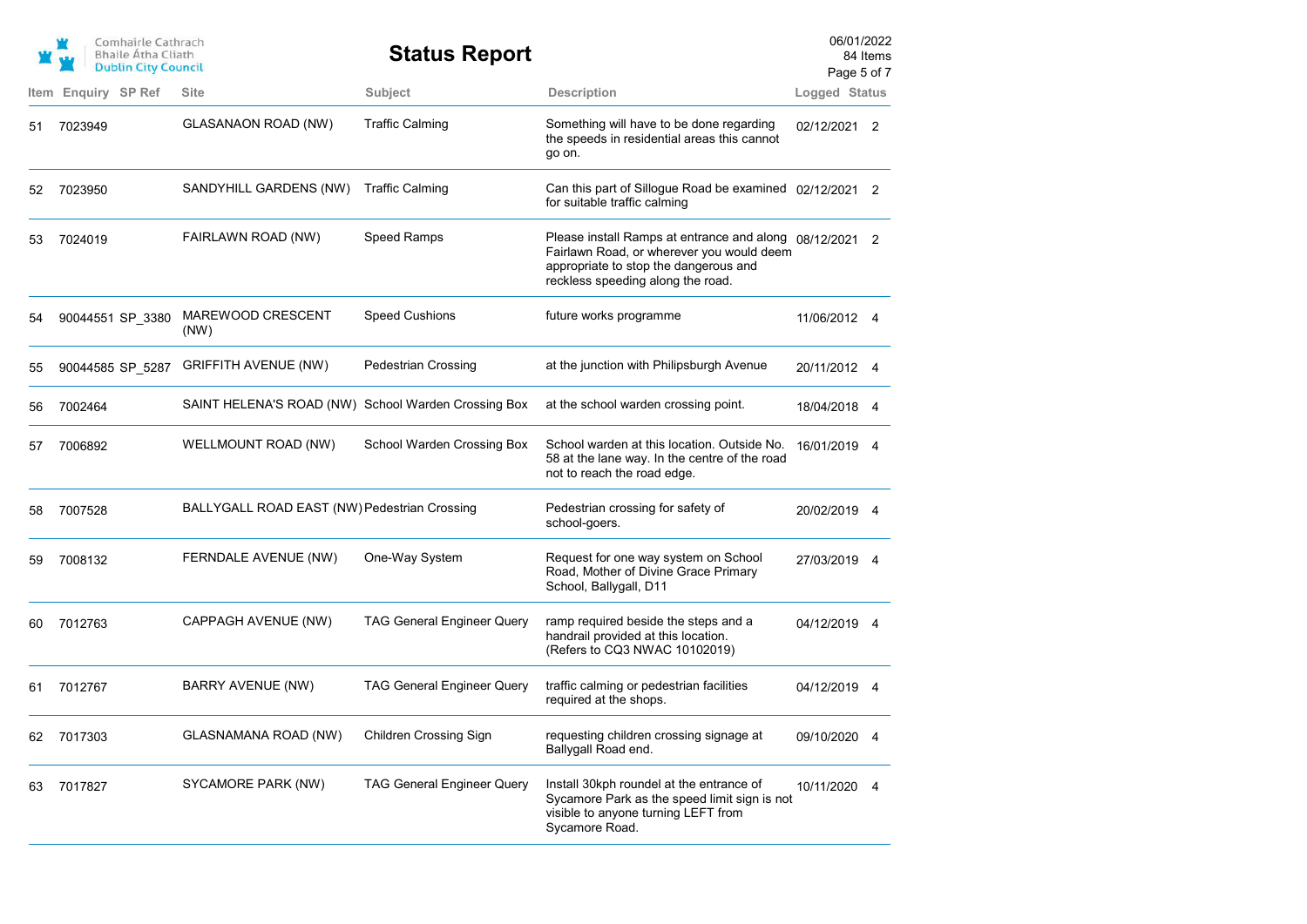| Item | Enquiry | SP Ref | Site | Subject | Description | Logged | Status |
|---|---|---|---|---|---|---|---|
| 51 | 7023949 | | GLASANAON ROAD (NW) | Traffic Calming | Something will have to be done regarding the speeds in residential areas this cannot go on. | 02/12/2021 | 2 |
| 52 | 7023950 | | SANDYHILL GARDENS (NW) | Traffic Calming | Can this part of Sillogue Road be examined for suitable traffic calming | 02/12/2021 | 2 |
| 53 | 7024019 | | FAIRLAWN ROAD (NW) | Speed Ramps | Please install Ramps at entrance and along Fairlawn Road, or wherever you would deem appropriate to stop the dangerous and reckless speeding along the road. | 08/12/2021 | 2 |
| 54 | 90044551 | SP_3380 | MAREWOOD CRESCENT (NW) | Speed Cushions | future works programme | 11/06/2012 | 4 |
| 55 | 90044585 | SP_5287 | GRIFFITH AVENUE (NW) | Pedestrian Crossing | at the junction with Philipsburgh Avenue | 20/11/2012 | 4 |
| 56 | 7002464 | | SAINT HELENA'S ROAD (NW) | School Warden Crossing Box | at the school warden crossing point. | 18/04/2018 | 4 |
| 57 | 7006892 | | WELLMOUNT ROAD (NW) | School Warden Crossing Box | School warden at this location. Outside No. 58 at the lane way. In the centre of the road not to reach the road edge. | 16/01/2019 | 4 |
| 58 | 7007528 | | BALLYGALL ROAD EAST (NW) | Pedestrian Crossing | Pedestrian crossing for safety of school-goers. | 20/02/2019 | 4 |
| 59 | 7008132 | | FERNDALE AVENUE (NW) | One-Way System | Request for one way system on School Road, Mother of Divine Grace Primary School, Ballygall, D11 | 27/03/2019 | 4 |
| 60 | 7012763 | | CAPPAGH AVENUE (NW) | TAG General Engineer Query | ramp required beside the steps and a handrail provided at this location. (Refers to CQ3 NWAC 10102019) | 04/12/2019 | 4 |
| 61 | 7012767 | | BARRY AVENUE (NW) | TAG General Engineer Query | traffic calming or pedestrian facilities required at the shops. | 04/12/2019 | 4 |
| 62 | 7017303 | | GLASNAMANA ROAD (NW) | Children Crossing Sign | requesting children crossing signage at Ballygall Road end. | 09/10/2020 | 4 |
| 63 | 7017827 | | SYCAMORE PARK (NW) | TAG General Engineer Query | Install 30kph roundel at the entrance of Sycamore Park as the speed limit sign is not visible to anyone turning LEFT from Sycamore Road. | 10/11/2020 | 4 |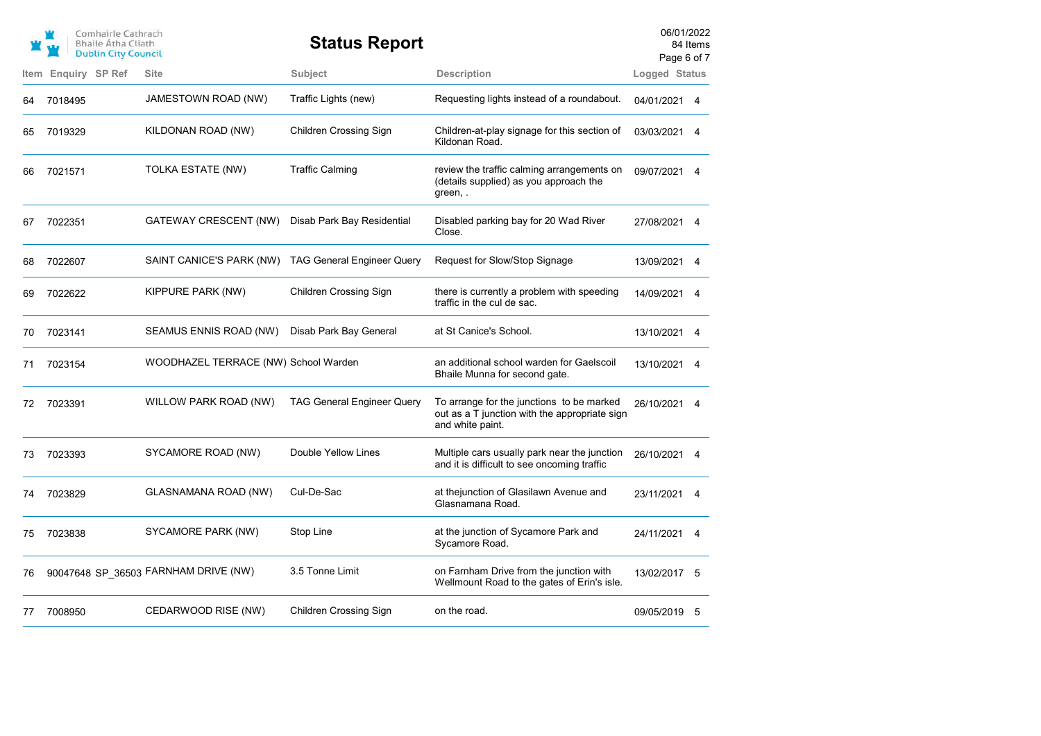# Status Report

06/01/2022
84 Items

| Item | Enquiry | SP Ref | Site | Subject | Description | Logged | Status |
|---|---|---|---|---|---|---|---|
| 64 | 7018495 | | JAMESTOWN ROAD (NW) | Traffic Lights (new) | Requesting lights instead of a roundabout. | 04/01/2021 | 4 |
| 65 | 7019329 | | KILDONAN ROAD (NW) | Children Crossing Sign | Children-at-play signage for this section of Kildonan Road. | 03/03/2021 | 4 |
| 66 | 7021571 | | TOLKA ESTATE (NW) | Traffic Calming | review the traffic calming arrangements on (details supplied) as you approach the green, . | 09/07/2021 | 4 |
| 67 | 7022351 | | GATEWAY CRESCENT (NW) | Disab Park Bay Residential | Disabled parking bay for 20 Wad River Close. | 27/08/2021 | 4 |
| 68 | 7022607 | | SAINT CANICE'S PARK (NW) | TAG General Engineer Query | Request for Slow/Stop Signage | 13/09/2021 | 4 |
| 69 | 7022622 | | KIPPURE PARK (NW) | Children Crossing Sign | there is currently a problem with speeding traffic in the cul de sac. | 14/09/2021 | 4 |
| 70 | 7023141 | | SEAMUS ENNIS ROAD (NW) | Disab Park Bay General | at St Canice's School. | 13/10/2021 | 4 |
| 71 | 7023154 | | WOODHAZEL TERRACE (NW) | School Warden | an additional school warden for Gaelscoil Bhaile Munna for second gate. | 13/10/2021 | 4 |
| 72 | 7023391 | | WILLOW PARK ROAD (NW) | TAG General Engineer Query | To arrange for the junctions to be marked out as a T junction with the appropriate sign and white paint. | 26/10/2021 | 4 |
| 73 | 7023393 | | SYCAMORE ROAD (NW) | Double Yellow Lines | Multiple cars usually park near the junction and it is difficult to see oncoming traffic | 26/10/2021 | 4 |
| 74 | 7023829 | | GLASNAMANA ROAD (NW) | Cul-De-Sac | at thejunction of Glasilawn Avenue and Glasnamana Road. | 23/11/2021 | 4 |
| 75 | 7023838 | | SYCAMORE PARK (NW) | Stop Line | at the junction of Sycamore Park and Sycamore Road. | 24/11/2021 | 4 |
| 76 | 90047648 | SP_36503 | FARNHAM DRIVE (NW) | 3.5 Tonne Limit | on Farnham Drive from the junction with Wellmount Road to the gates of Erin's isle. | 13/02/2017 | 5 |
| 77 | 7008950 | | CEDARWOOD RISE (NW) | Children Crossing Sign | on the road. | 09/05/2019 | 5 |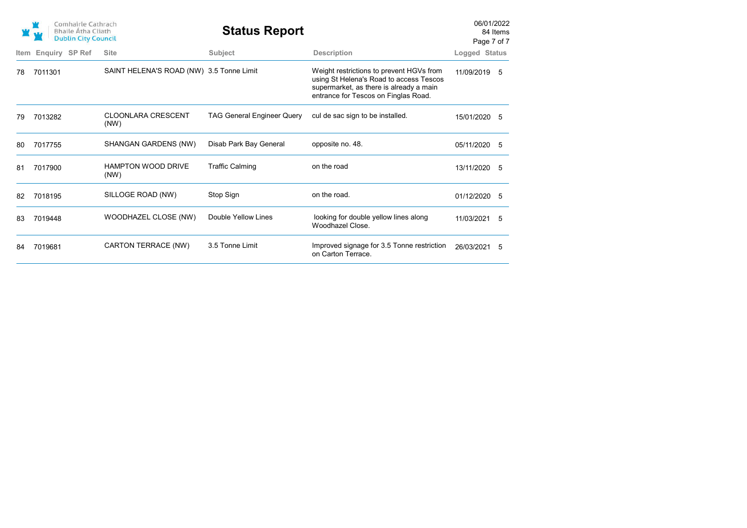Comhairle Cathrach
Bhaile Átha Cliath
Dublin City Council

# Status Report

06/01/2022
84 Items

| Item | Enquiry | SP Ref | Site | Subject | Description | Logged | Status |
|---|---|---|---|---|---|---|---|
| 78 | 7011301 | | SAINT HELENA'S ROAD (NW) | 3.5 Tonne Limit | Weight restrictions to prevent HGVs from using St Helena's Road to access Tescos supermarket, as there is already a main entrance for Tescos on Finglas Road. | 11/09/2019 | 5 |
| 79 | 7013282 | | CLOONLARA CRESCENT (NW) | TAG General Engineer Query | cul de sac sign to be installed. | 15/01/2020 | 5 |
| 80 | 7017755 | | SHANGAN GARDENS (NW) | Disab Park Bay General | opposite no. 48. | 05/11/2020 | 5 |
| 81 | 7017900 | | HAMPTON WOOD DRIVE (NW) | Traffic Calming | on the road | 13/11/2020 | 5 |
| 82 | 7018195 | | SILLOGE ROAD (NW) | Stop Sign | on the road. | 01/12/2020 | 5 |
| 83 | 7019448 | | WOODHAZEL CLOSE (NW) | Double Yellow Lines | looking for double yellow lines along Woodhazel Close. | 11/03/2021 | 5 |
| 84 | 7019681 | | CARTON TERRACE (NW) | 3.5 Tonne Limit | Improved signage for 3.5 Tonne restriction on Carton Terrace. | 26/03/2021 | 5 |